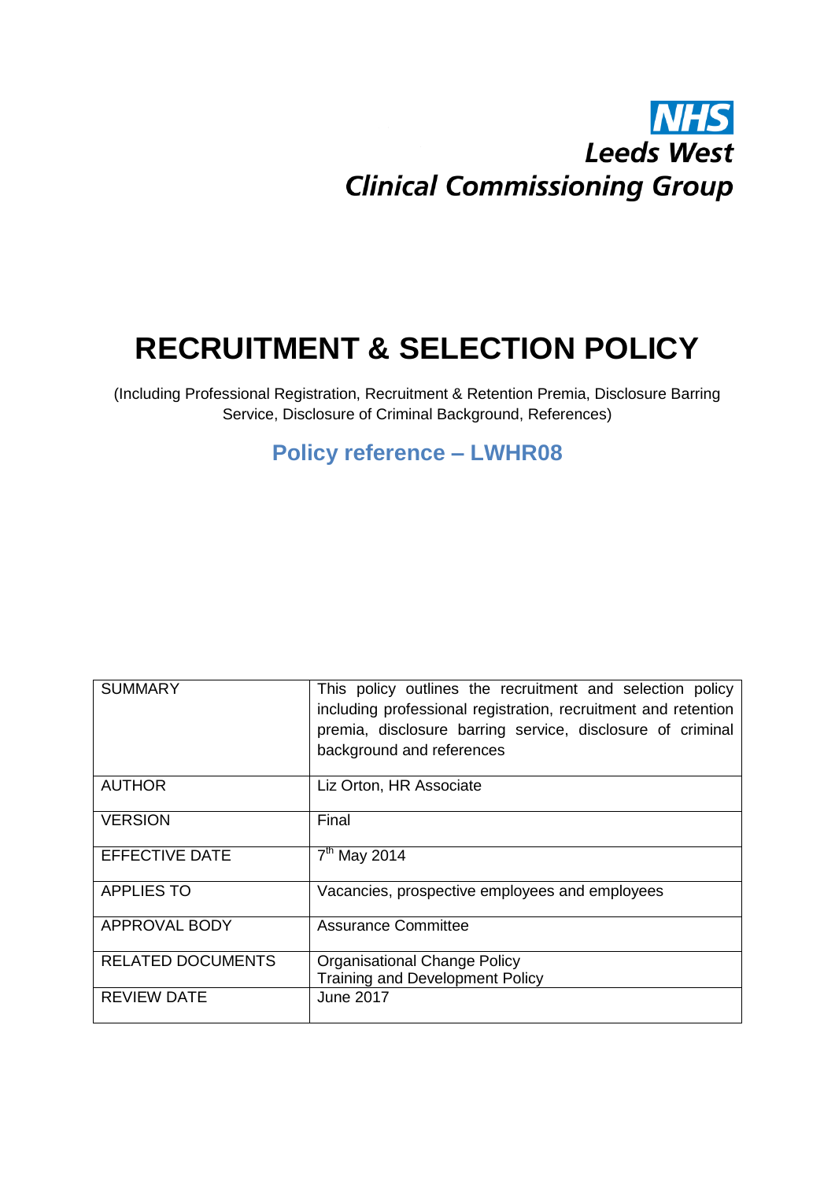NHS
Leeds West
Clinical Commissioning Group

# RECRUITMENT & SELECTION POLICY

(Including Professional Registration, Recruitment & Retention Premia, Disclosure Barring Service, Disclosure of Criminal Background, References)

## Policy reference – LWHR08

| | |
|---|---|
| SUMMARY | This policy outlines the recruitment and selection policy including professional registration, recruitment and retention premia, disclosure barring service, disclosure of criminal background and references |
| AUTHOR | Liz Orton, HR Associate |
| VERSION | Final |
| EFFECTIVE DATE | 7th May 2014 |
| APPLIES TO | Vacancies, prospective employees and employees |
| APPROVAL BODY | Assurance Committee |
| RELATED DOCUMENTS | Organisational Change Policy<br>Training and Development Policy |
| REVIEW DATE | June 2017 |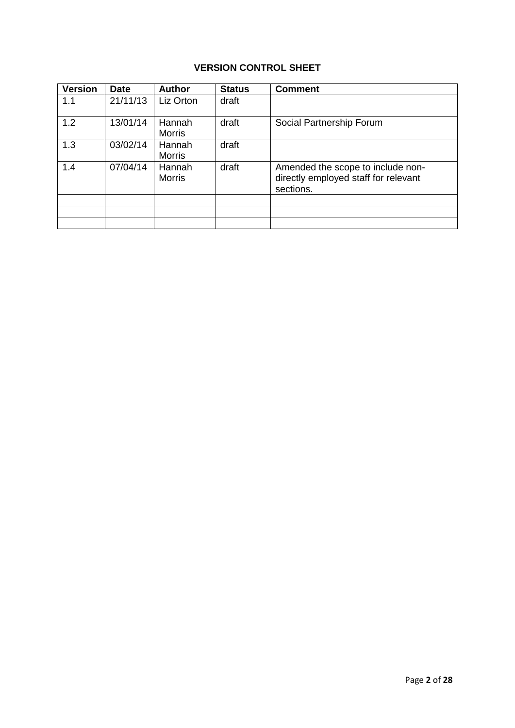**VERSION CONTROL SHEET**

| Version | Date | Author | Status | Comment |
|---|---|---|---|---|
| 1.1 | 21/11/13 | Liz Orton | draft | |
| 1.2 | 13/01/14 | Hannah Morris | draft | Social Partnership Forum |
| 1.3 | 03/02/14 | Hannah Morris | draft | |
| 1.4 | 07/04/14 | Hannah Morris | draft | Amended the scope to include non-directly employed staff for relevant sections. |
| | | | | |
| | | | | |
| | | | | |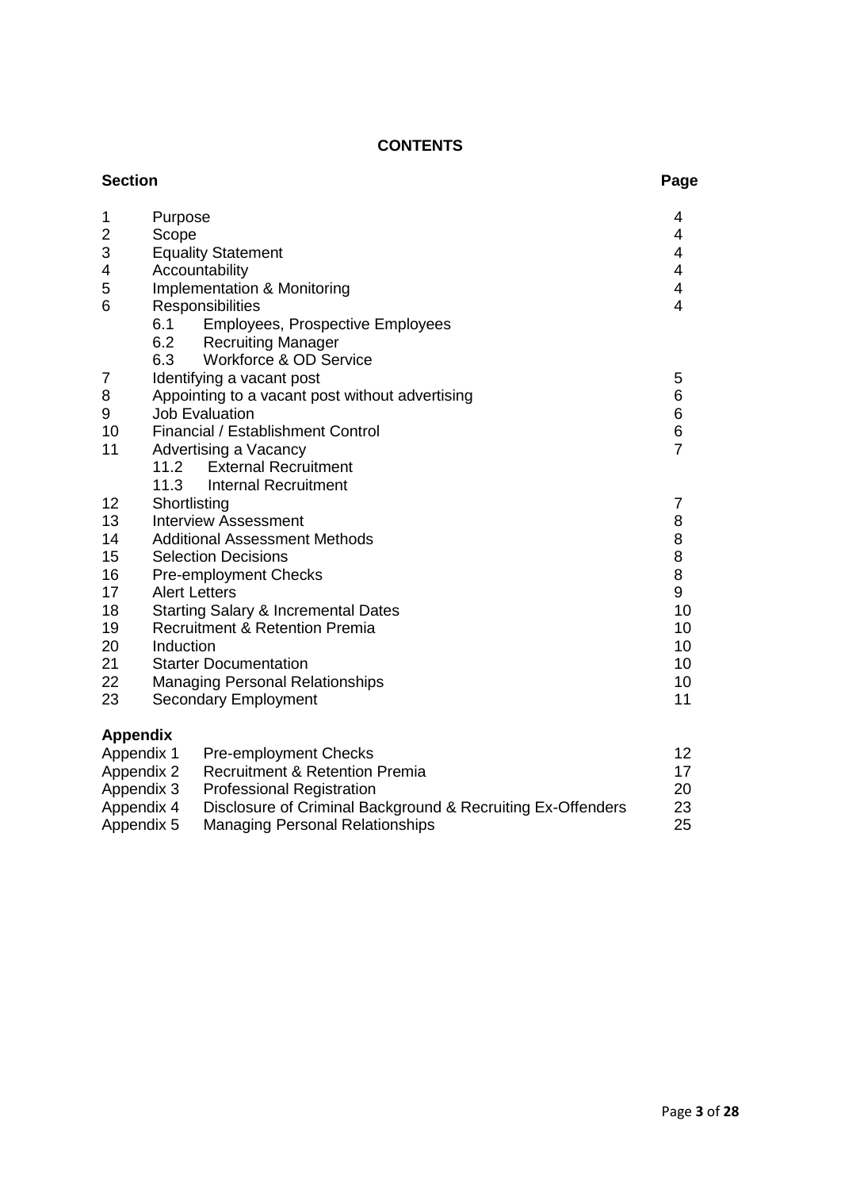**CONTENTS**

| Section | | Page |
|---|---|---|
| 1 | Purpose | 4 |
| 2 | Scope | 4 |
| 3 | Equality Statement | 4 |
| 4 | Accountability | 4 |
| 5 | Implementation & Monitoring | 4 |
| 6 | Responsibilities | 4 |
| | 6.1 Employees, Prospective Employees | |
| | 6.2 Recruiting Manager | |
| | 6.3 Workforce & OD Service | |
| 7 | Identifying a vacant post | 5 |
| 8 | Appointing to a vacant post without advertising | 6 |
| 9 | Job Evaluation | 6 |
| 10 | Financial / Establishment Control | 6 |
| 11 | Advertising a Vacancy | 7 |
| | 11.2 External Recruitment | |
| | 11.3 Internal Recruitment | |
| 12 | Shortlisting | 7 |
| 13 | Interview Assessment | 8 |
| 14 | Additional Assessment Methods | 8 |
| 15 | Selection Decisions | 8 |
| 16 | Pre-employment Checks | 8 |
| 17 | Alert Letters | 9 |
| 18 | Starting Salary & Incremental Dates | 10 |
| 19 | Recruitment & Retention Premia | 10 |
| 20 | Induction | 10 |
| 21 | Starter Documentation | 10 |
| 22 | Managing Personal Relationships | 10 |
| 23 | Secondary Employment | 11 |

**Appendix**

| | | |
|---|---|---|
| Appendix 1 | Pre-employment Checks | 12 |
| Appendix 2 | Recruitment & Retention Premia | 17 |
| Appendix 3 | Professional Registration | 20 |
| Appendix 4 | Disclosure of Criminal Background & Recruiting Ex-Offenders | 23 |
| Appendix 5 | Managing Personal Relationships | 25 |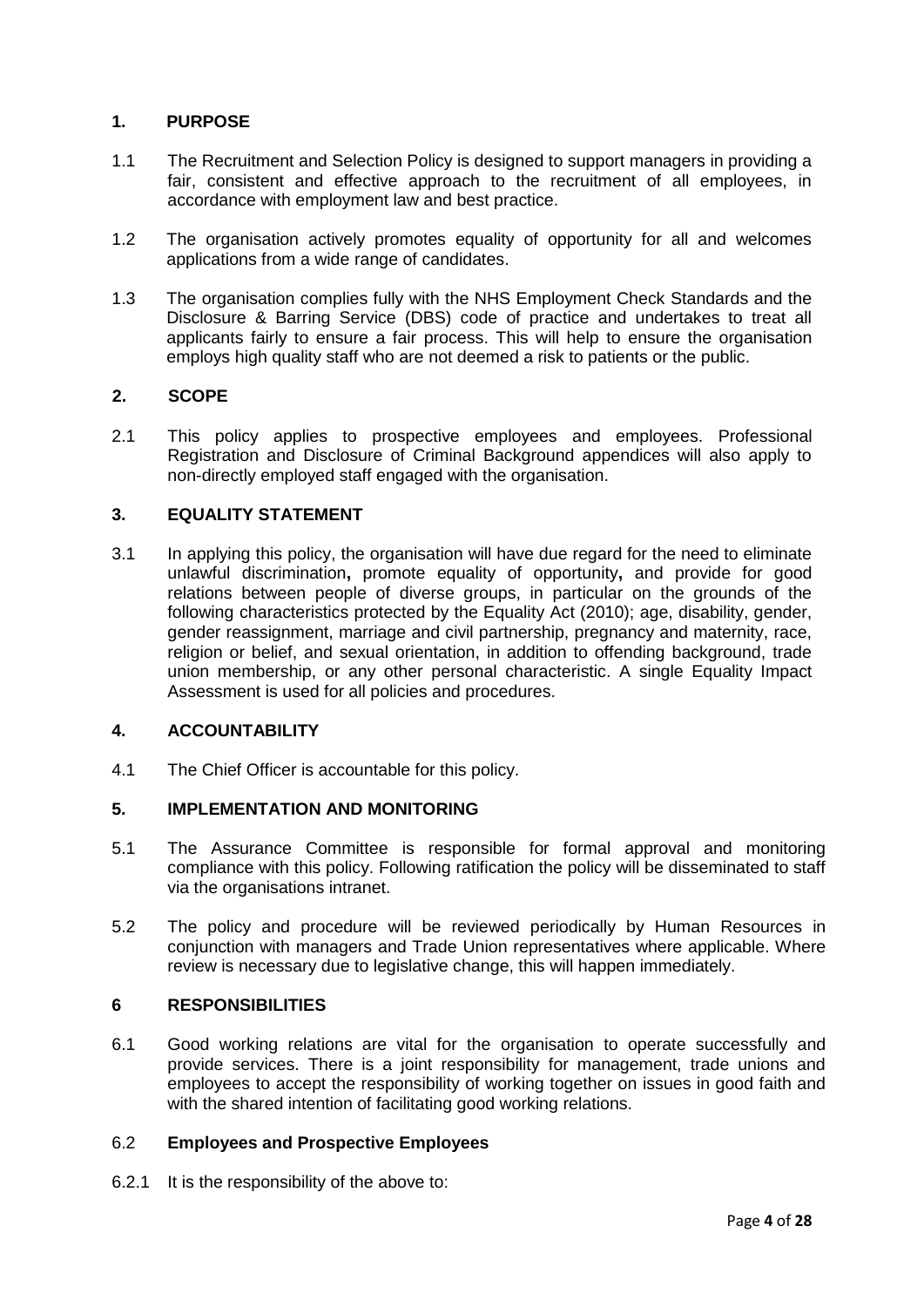## 1. PURPOSE

1.1 The Recruitment and Selection Policy is designed to support managers in providing a fair, consistent and effective approach to the recruitment of all employees, in accordance with employment law and best practice.

1.2 The organisation actively promotes equality of opportunity for all and welcomes applications from a wide range of candidates.

1.3 The organisation complies fully with the NHS Employment Check Standards and the Disclosure & Barring Service (DBS) code of practice and undertakes to treat all applicants fairly to ensure a fair process. This will help to ensure the organisation employs high quality staff who are not deemed a risk to patients or the public.

## 2. SCOPE

2.1 This policy applies to prospective employees and employees. Professional Registration and Disclosure of Criminal Background appendices will also apply to non-directly employed staff engaged with the organisation.

## 3. EQUALITY STATEMENT

3.1 In applying this policy, the organisation will have due regard for the need to eliminate unlawful discrimination**,** promote equality of opportunity**,** and provide for good relations between people of diverse groups, in particular on the grounds of the following characteristics protected by the Equality Act (2010); age, disability, gender, gender reassignment, marriage and civil partnership, pregnancy and maternity, race, religion or belief, and sexual orientation, in addition to offending background, trade union membership, or any other personal characteristic. A single Equality Impact Assessment is used for all policies and procedures.

## 4. ACCOUNTABILITY

4.1 The Chief Officer is accountable for this policy.

## 5. IMPLEMENTATION AND MONITORING

5.1 The Assurance Committee is responsible for formal approval and monitoring compliance with this policy. Following ratification the policy will be disseminated to staff via the organisations intranet.

5.2 The policy and procedure will be reviewed periodically by Human Resources in conjunction with managers and Trade Union representatives where applicable. Where review is necessary due to legislative change, this will happen immediately.

## 6 RESPONSIBILITIES

6.1 Good working relations are vital for the organisation to operate successfully and provide services. There is a joint responsibility for management, trade unions and employees to accept the responsibility of working together on issues in good faith and with the shared intention of facilitating good working relations.

### 6.2 Employees and Prospective Employees

6.2.1 It is the responsibility of the above to: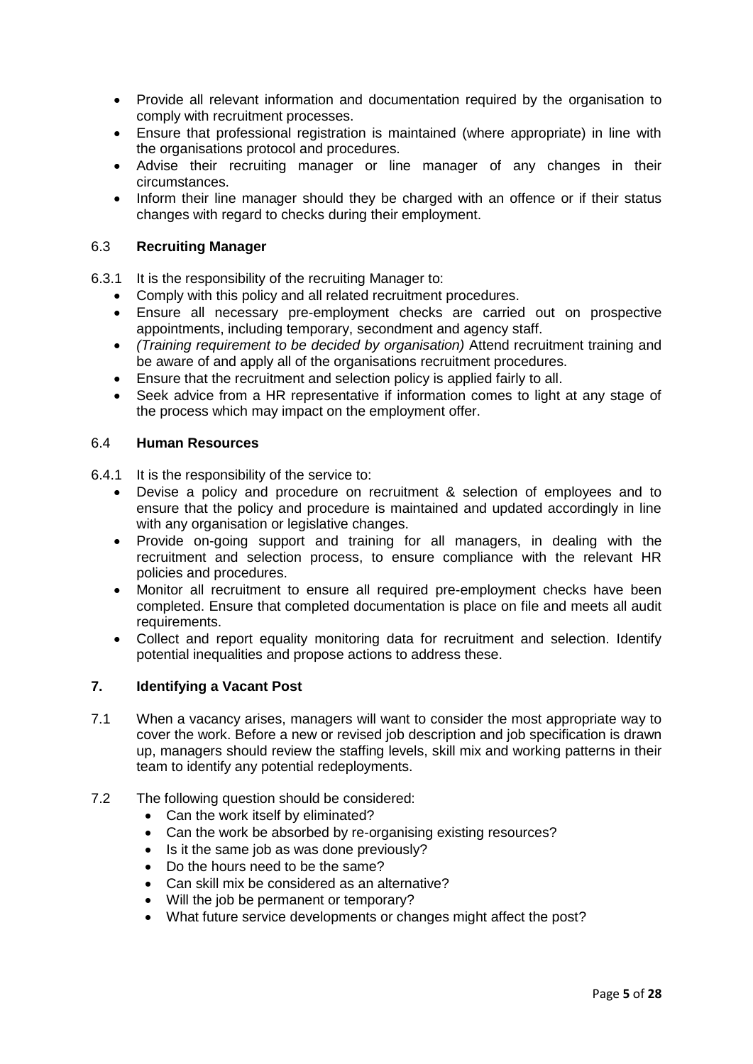- Provide all relevant information and documentation required by the organisation to comply with recruitment processes.
- Ensure that professional registration is maintained (where appropriate) in line with the organisations protocol and procedures.
- Advise their recruiting manager or line manager of any changes in their circumstances.
- Inform their line manager should they be charged with an offence or if their status changes with regard to checks during their employment.

### 6.3 **Recruiting Manager**

6.3.1 It is the responsibility of the recruiting Manager to:

- Comply with this policy and all related recruitment procedures.
- Ensure all necessary pre-employment checks are carried out on prospective appointments, including temporary, secondment and agency staff.
- *(Training requirement to be decided by organisation)* Attend recruitment training and be aware of and apply all of the organisations recruitment procedures.
- Ensure that the recruitment and selection policy is applied fairly to all.
- Seek advice from a HR representative if information comes to light at any stage of the process which may impact on the employment offer.

### 6.4 **Human Resources**

6.4.1 It is the responsibility of the service to:

- Devise a policy and procedure on recruitment & selection of employees and to ensure that the policy and procedure is maintained and updated accordingly in line with any organisation or legislative changes.
- Provide on-going support and training for all managers, in dealing with the recruitment and selection process, to ensure compliance with the relevant HR policies and procedures.
- Monitor all recruitment to ensure all required pre-employment checks have been completed. Ensure that completed documentation is place on file and meets all audit requirements.
- Collect and report equality monitoring data for recruitment and selection. Identify potential inequalities and propose actions to address these.

## 7. **Identifying a Vacant Post**

7.1 When a vacancy arises, managers will want to consider the most appropriate way to cover the work. Before a new or revised job description and job specification is drawn up, managers should review the staffing levels, skill mix and working patterns in their team to identify any potential redeployments.

7.2 The following question should be considered:

- Can the work itself by eliminated?
- Can the work be absorbed by re-organising existing resources?
- Is it the same job as was done previously?
- Do the hours need to be the same?
- Can skill mix be considered as an alternative?
- Will the job be permanent or temporary?
- What future service developments or changes might affect the post?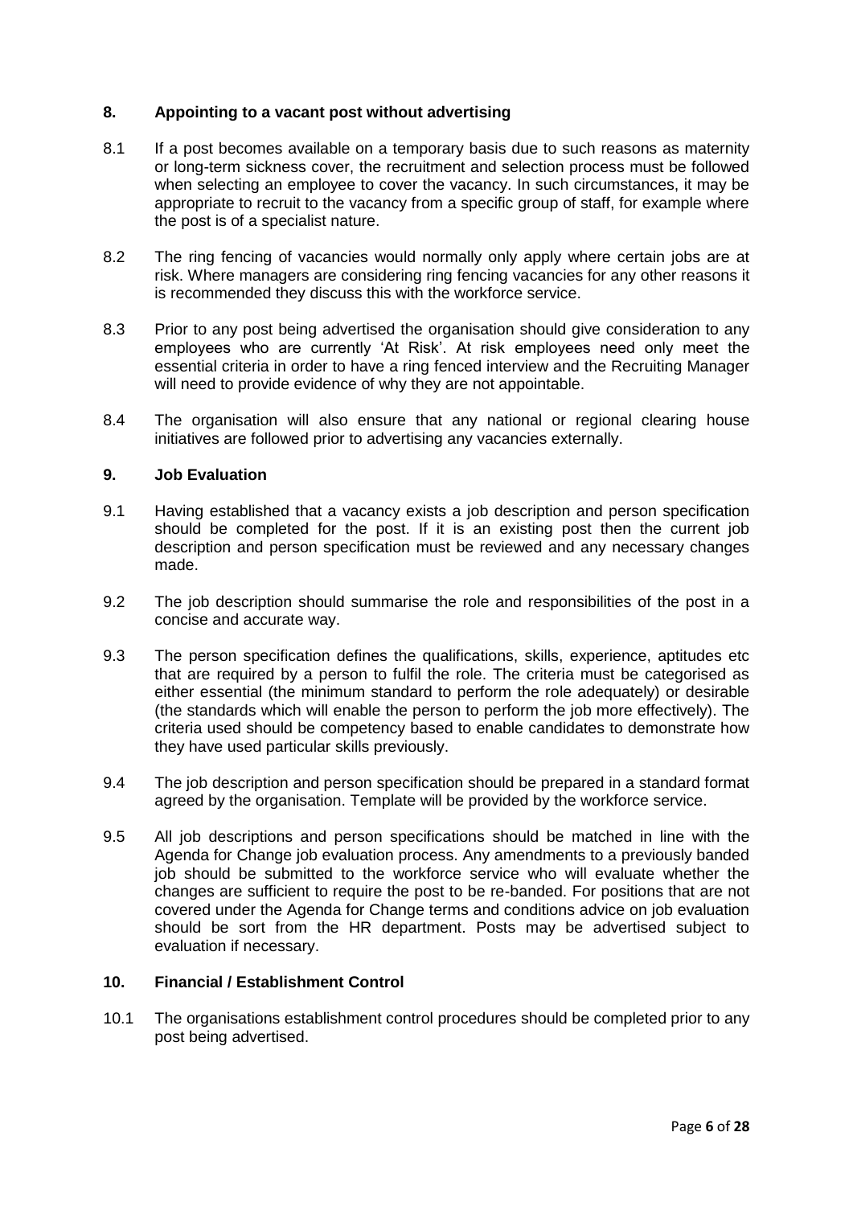## 8. Appointing to a vacant post without advertising

8.1 If a post becomes available on a temporary basis due to such reasons as maternity or long-term sickness cover, the recruitment and selection process must be followed when selecting an employee to cover the vacancy. In such circumstances, it may be appropriate to recruit to the vacancy from a specific group of staff, for example where the post is of a specialist nature.

8.2 The ring fencing of vacancies would normally only apply where certain jobs are at risk. Where managers are considering ring fencing vacancies for any other reasons it is recommended they discuss this with the workforce service.

8.3 Prior to any post being advertised the organisation should give consideration to any employees who are currently 'At Risk'. At risk employees need only meet the essential criteria in order to have a ring fenced interview and the Recruiting Manager will need to provide evidence of why they are not appointable.

8.4 The organisation will also ensure that any national or regional clearing house initiatives are followed prior to advertising any vacancies externally.

## 9. Job Evaluation

9.1 Having established that a vacancy exists a job description and person specification should be completed for the post. If it is an existing post then the current job description and person specification must be reviewed and any necessary changes made.

9.2 The job description should summarise the role and responsibilities of the post in a concise and accurate way.

9.3 The person specification defines the qualifications, skills, experience, aptitudes etc that are required by a person to fulfil the role. The criteria must be categorised as either essential (the minimum standard to perform the role adequately) or desirable (the standards which will enable the person to perform the job more effectively). The criteria used should be competency based to enable candidates to demonstrate how they have used particular skills previously.

9.4 The job description and person specification should be prepared in a standard format agreed by the organisation. Template will be provided by the workforce service.

9.5 All job descriptions and person specifications should be matched in line with the Agenda for Change job evaluation process. Any amendments to a previously banded job should be submitted to the workforce service who will evaluate whether the changes are sufficient to require the post to be re-banded. For positions that are not covered under the Agenda for Change terms and conditions advice on job evaluation should be sort from the HR department. Posts may be advertised subject to evaluation if necessary.

## 10. Financial / Establishment Control

10.1 The organisations establishment control procedures should be completed prior to any post being advertised.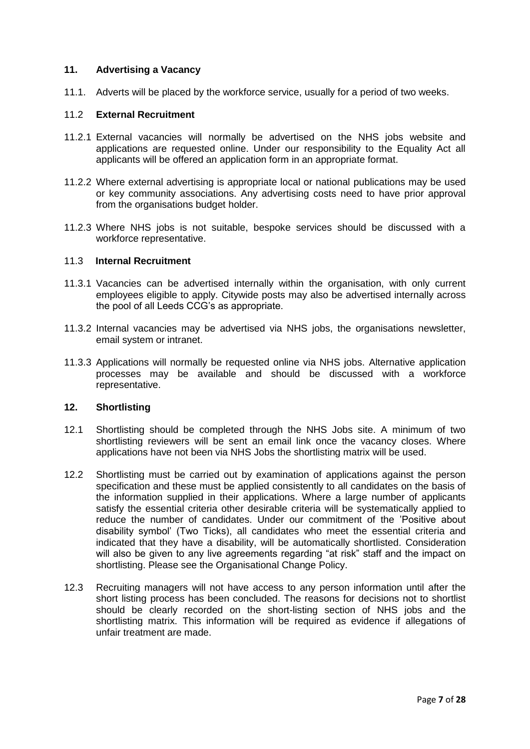## 11. Advertising a Vacancy

11.1. Adverts will be placed by the workforce service, usually for a period of two weeks.

### 11.2 External Recruitment

11.2.1 External vacancies will normally be advertised on the NHS jobs website and applications are requested online. Under our responsibility to the Equality Act all applicants will be offered an application form in an appropriate format.

11.2.2 Where external advertising is appropriate local or national publications may be used or key community associations. Any advertising costs need to have prior approval from the organisations budget holder.

11.2.3 Where NHS jobs is not suitable, bespoke services should be discussed with a workforce representative.

### 11.3 Internal Recruitment

11.3.1 Vacancies can be advertised internally within the organisation, with only current employees eligible to apply. Citywide posts may also be advertised internally across the pool of all Leeds CCG's as appropriate.

11.3.2 Internal vacancies may be advertised via NHS jobs, the organisations newsletter, email system or intranet.

11.3.3 Applications will normally be requested online via NHS jobs. Alternative application processes may be available and should be discussed with a workforce representative.

## 12. Shortlisting

12.1 Shortlisting should be completed through the NHS Jobs site. A minimum of two shortlisting reviewers will be sent an email link once the vacancy closes. Where applications have not been via NHS Jobs the shortlisting matrix will be used.

12.2 Shortlisting must be carried out by examination of applications against the person specification and these must be applied consistently to all candidates on the basis of the information supplied in their applications. Where a large number of applicants satisfy the essential criteria other desirable criteria will be systematically applied to reduce the number of candidates. Under our commitment of the 'Positive about disability symbol' (Two Ticks), all candidates who meet the essential criteria and indicated that they have a disability, will be automatically shortlisted. Consideration will also be given to any live agreements regarding "at risk" staff and the impact on shortlisting. Please see the Organisational Change Policy.

12.3 Recruiting managers will not have access to any person information until after the short listing process has been concluded. The reasons for decisions not to shortlist should be clearly recorded on the short-listing section of NHS jobs and the shortlisting matrix. This information will be required as evidence if allegations of unfair treatment are made.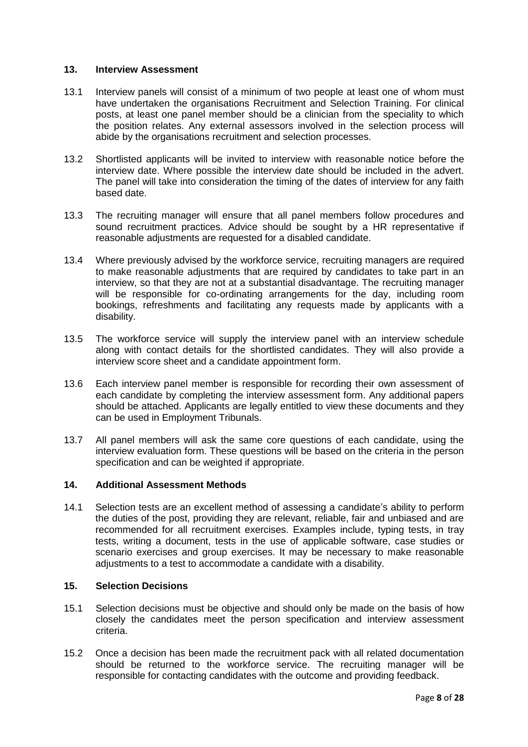## 13. Interview Assessment

13.1 Interview panels will consist of a minimum of two people at least one of whom must have undertaken the organisations Recruitment and Selection Training. For clinical posts, at least one panel member should be a clinician from the speciality to which the position relates. Any external assessors involved in the selection process will abide by the organisations recruitment and selection processes.

13.2 Shortlisted applicants will be invited to interview with reasonable notice before the interview date. Where possible the interview date should be included in the advert. The panel will take into consideration the timing of the dates of interview for any faith based date.

13.3 The recruiting manager will ensure that all panel members follow procedures and sound recruitment practices. Advice should be sought by a HR representative if reasonable adjustments are requested for a disabled candidate.

13.4 Where previously advised by the workforce service, recruiting managers are required to make reasonable adjustments that are required by candidates to take part in an interview, so that they are not at a substantial disadvantage. The recruiting manager will be responsible for co-ordinating arrangements for the day, including room bookings, refreshments and facilitating any requests made by applicants with a disability.

13.5 The workforce service will supply the interview panel with an interview schedule along with contact details for the shortlisted candidates. They will also provide a interview score sheet and a candidate appointment form.

13.6 Each interview panel member is responsible for recording their own assessment of each candidate by completing the interview assessment form. Any additional papers should be attached. Applicants are legally entitled to view these documents and they can be used in Employment Tribunals.

13.7 All panel members will ask the same core questions of each candidate, using the interview evaluation form. These questions will be based on the criteria in the person specification and can be weighted if appropriate.

## 14. Additional Assessment Methods

14.1 Selection tests are an excellent method of assessing a candidate's ability to perform the duties of the post, providing they are relevant, reliable, fair and unbiased and are recommended for all recruitment exercises. Examples include, typing tests, in tray tests, writing a document, tests in the use of applicable software, case studies or scenario exercises and group exercises. It may be necessary to make reasonable adjustments to a test to accommodate a candidate with a disability.

## 15. Selection Decisions

15.1 Selection decisions must be objective and should only be made on the basis of how closely the candidates meet the person specification and interview assessment criteria.

15.2 Once a decision has been made the recruitment pack with all related documentation should be returned to the workforce service. The recruiting manager will be responsible for contacting candidates with the outcome and providing feedback.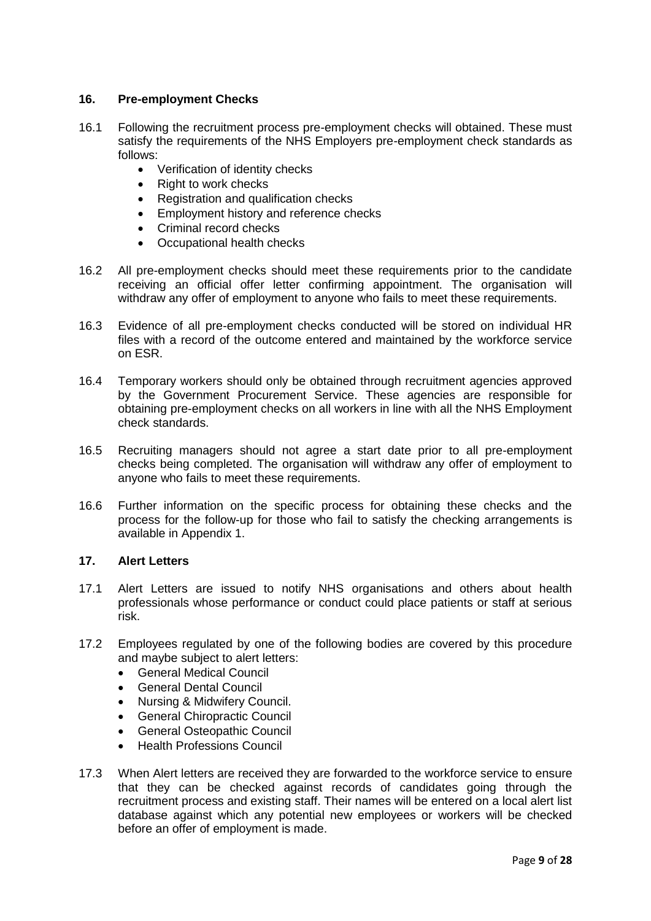## 16. Pre-employment Checks

16.1 Following the recruitment process pre-employment checks will obtained. These must satisfy the requirements of the NHS Employers pre-employment check standards as follows:

- Verification of identity checks
- Right to work checks
- Registration and qualification checks
- Employment history and reference checks
- Criminal record checks
- Occupational health checks

16.2 All pre-employment checks should meet these requirements prior to the candidate receiving an official offer letter confirming appointment. The organisation will withdraw any offer of employment to anyone who fails to meet these requirements.

16.3 Evidence of all pre-employment checks conducted will be stored on individual HR files with a record of the outcome entered and maintained by the workforce service on ESR.

16.4 Temporary workers should only be obtained through recruitment agencies approved by the Government Procurement Service. These agencies are responsible for obtaining pre-employment checks on all workers in line with all the NHS Employment check standards.

16.5 Recruiting managers should not agree a start date prior to all pre-employment checks being completed. The organisation will withdraw any offer of employment to anyone who fails to meet these requirements.

16.6 Further information on the specific process for obtaining these checks and the process for the follow-up for those who fail to satisfy the checking arrangements is available in Appendix 1.

## 17. Alert Letters

17.1 Alert Letters are issued to notify NHS organisations and others about health professionals whose performance or conduct could place patients or staff at serious risk.

17.2 Employees regulated by one of the following bodies are covered by this procedure and maybe subject to alert letters:

- General Medical Council
- General Dental Council
- Nursing & Midwifery Council.
- General Chiropractic Council
- General Osteopathic Council
- Health Professions Council

17.3 When Alert letters are received they are forwarded to the workforce service to ensure that they can be checked against records of candidates going through the recruitment process and existing staff. Their names will be entered on a local alert list database against which any potential new employees or workers will be checked before an offer of employment is made.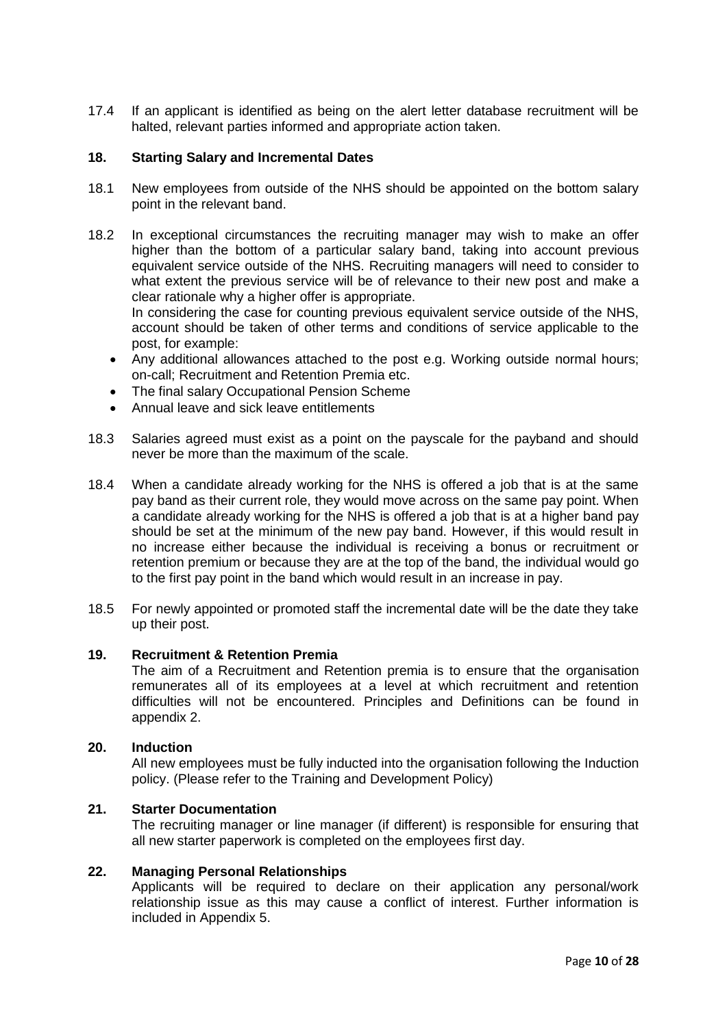17.4 If an applicant is identified as being on the alert letter database recruitment will be halted, relevant parties informed and appropriate action taken.

## 18. Starting Salary and Incremental Dates

18.1 New employees from outside of the NHS should be appointed on the bottom salary point in the relevant band.

18.2 In exceptional circumstances the recruiting manager may wish to make an offer higher than the bottom of a particular salary band, taking into account previous equivalent service outside of the NHS. Recruiting managers will need to consider to what extent the previous service will be of relevance to their new post and make a clear rationale why a higher offer is appropriate.
In considering the case for counting previous equivalent service outside of the NHS, account should be taken of other terms and conditions of service applicable to the post, for example:

- Any additional allowances attached to the post e.g. Working outside normal hours; on-call; Recruitment and Retention Premia etc.
- The final salary Occupational Pension Scheme
- Annual leave and sick leave entitlements

18.3 Salaries agreed must exist as a point on the payscale for the payband and should never be more than the maximum of the scale.

18.4 When a candidate already working for the NHS is offered a job that is at the same pay band as their current role, they would move across on the same pay point. When a candidate already working for the NHS is offered a job that is at a higher band pay should be set at the minimum of the new pay band. However, if this would result in no increase either because the individual is receiving a bonus or recruitment or retention premium or because they are at the top of the band, the individual would go to the first pay point in the band which would result in an increase in pay.

18.5 For newly appointed or promoted staff the incremental date will be the date they take up their post.

## 19. Recruitment & Retention Premia

The aim of a Recruitment and Retention premia is to ensure that the organisation remunerates all of its employees at a level at which recruitment and retention difficulties will not be encountered. Principles and Definitions can be found in appendix 2.

## 20. Induction

All new employees must be fully inducted into the organisation following the Induction policy. (Please refer to the Training and Development Policy)

## 21. Starter Documentation

The recruiting manager or line manager (if different) is responsible for ensuring that all new starter paperwork is completed on the employees first day.

## 22. Managing Personal Relationships

Applicants will be required to declare on their application any personal/work relationship issue as this may cause a conflict of interest. Further information is included in Appendix 5.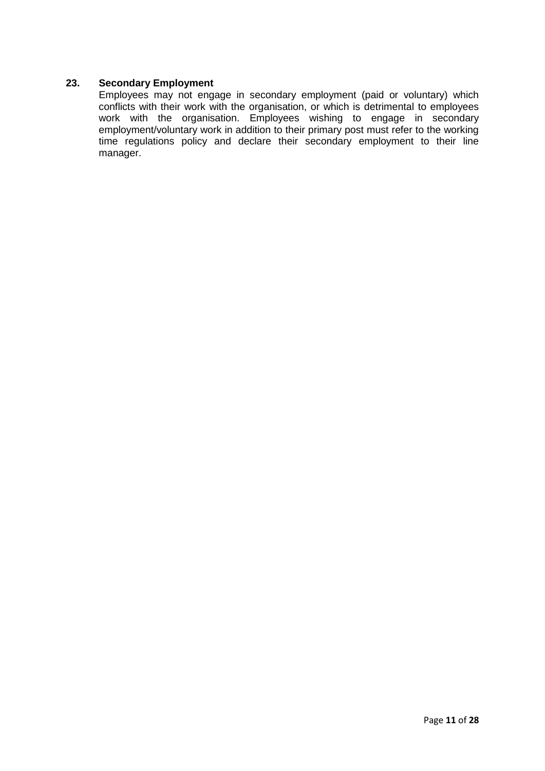## 23. Secondary Employment

Employees may not engage in secondary employment (paid or voluntary) which conflicts with their work with the organisation, or which is detrimental to employees work with the organisation. Employees wishing to engage in secondary employment/voluntary work in addition to their primary post must refer to the working time regulations policy and declare their secondary employment to their line manager.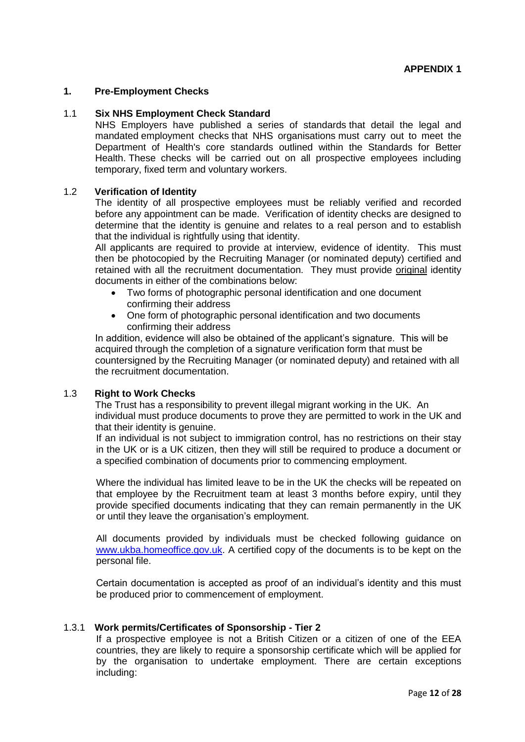**APPENDIX 1**

## 1. Pre-Employment Checks

### 1.1 Six NHS Employment Check Standard

NHS Employers have published a series of standards that detail the legal and mandated employment checks that NHS organisations must carry out to meet the Department of Health's core standards outlined within the Standards for Better Health. These checks will be carried out on all prospective employees including temporary, fixed term and voluntary workers.

### 1.2 Verification of Identity

The identity of all prospective employees must be reliably verified and recorded before any appointment can be made. Verification of identity checks are designed to determine that the identity is genuine and relates to a real person and to establish that the individual is rightfully using that identity.

All applicants are required to provide at interview, evidence of identity. This must then be photocopied by the Recruiting Manager (or nominated deputy) certified and retained with all the recruitment documentation. They must provide original identity documents in either of the combinations below:

- Two forms of photographic personal identification and one document confirming their address
- One form of photographic personal identification and two documents confirming their address

In addition, evidence will also be obtained of the applicant's signature. This will be acquired through the completion of a signature verification form that must be countersigned by the Recruiting Manager (or nominated deputy) and retained with all the recruitment documentation.

### 1.3 Right to Work Checks

The Trust has a responsibility to prevent illegal migrant working in the UK. An individual must produce documents to prove they are permitted to work in the UK and that their identity is genuine.

If an individual is not subject to immigration control, has no restrictions on their stay in the UK or is a UK citizen, then they will still be required to produce a document or a specified combination of documents prior to commencing employment.

Where the individual has limited leave to be in the UK the checks will be repeated on that employee by the Recruitment team at least 3 months before expiry, until they provide specified documents indicating that they can remain permanently in the UK or until they leave the organisation's employment.

All documents provided by individuals must be checked following guidance on www.ukba.homeoffice.gov.uk. A certified copy of the documents is to be kept on the personal file.

Certain documentation is accepted as proof of an individual's identity and this must be produced prior to commencement of employment.

#### 1.3.1 Work permits/Certificates of Sponsorship - Tier 2

If a prospective employee is not a British Citizen or a citizen of one of the EEA countries, they are likely to require a sponsorship certificate which will be applied for by the organisation to undertake employment. There are certain exceptions including: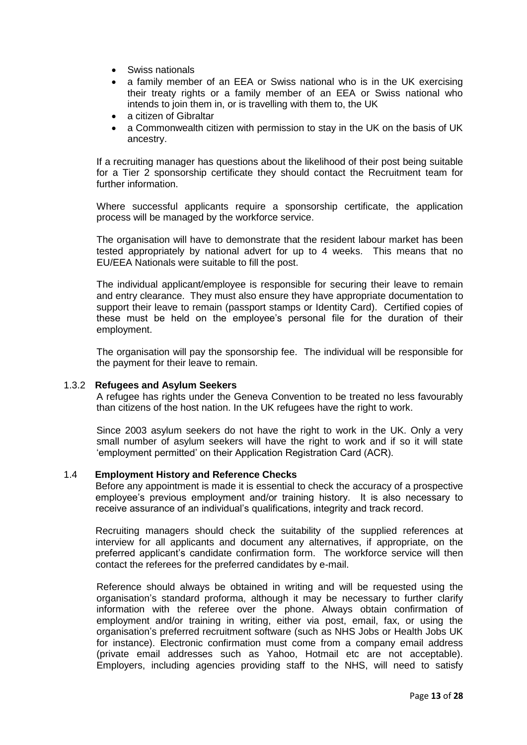- Swiss nationals
- a family member of an EEA or Swiss national who is in the UK exercising their treaty rights or a family member of an EEA or Swiss national who intends to join them in, or is travelling with them to, the UK
- a citizen of Gibraltar
- a Commonwealth citizen with permission to stay in the UK on the basis of UK ancestry.

If a recruiting manager has questions about the likelihood of their post being suitable for a Tier 2 sponsorship certificate they should contact the Recruitment team for further information.

Where successful applicants require a sponsorship certificate, the application process will be managed by the workforce service.

The organisation will have to demonstrate that the resident labour market has been tested appropriately by national advert for up to 4 weeks. This means that no EU/EEA Nationals were suitable to fill the post.

The individual applicant/employee is responsible for securing their leave to remain and entry clearance. They must also ensure they have appropriate documentation to support their leave to remain (passport stamps or Identity Card). Certified copies of these must be held on the employee's personal file for the duration of their employment.

The organisation will pay the sponsorship fee. The individual will be responsible for the payment for their leave to remain.

### 1.3.2 Refugees and Asylum Seekers

A refugee has rights under the Geneva Convention to be treated no less favourably than citizens of the host nation. In the UK refugees have the right to work.

Since 2003 asylum seekers do not have the right to work in the UK. Only a very small number of asylum seekers will have the right to work and if so it will state 'employment permitted' on their Application Registration Card (ACR).

## 1.4 Employment History and Reference Checks

Before any appointment is made it is essential to check the accuracy of a prospective employee's previous employment and/or training history. It is also necessary to receive assurance of an individual's qualifications, integrity and track record.

Recruiting managers should check the suitability of the supplied references at interview for all applicants and document any alternatives, if appropriate, on the preferred applicant's candidate confirmation form. The workforce service will then contact the referees for the preferred candidates by e-mail.

Reference should always be obtained in writing and will be requested using the organisation's standard proforma, although it may be necessary to further clarify information with the referee over the phone. Always obtain confirmation of employment and/or training in writing, either via post, email, fax, or using the organisation's preferred recruitment software (such as NHS Jobs or Health Jobs UK for instance). Electronic confirmation must come from a company email address (private email addresses such as Yahoo, Hotmail etc are not acceptable). Employers, including agencies providing staff to the NHS, will need to satisfy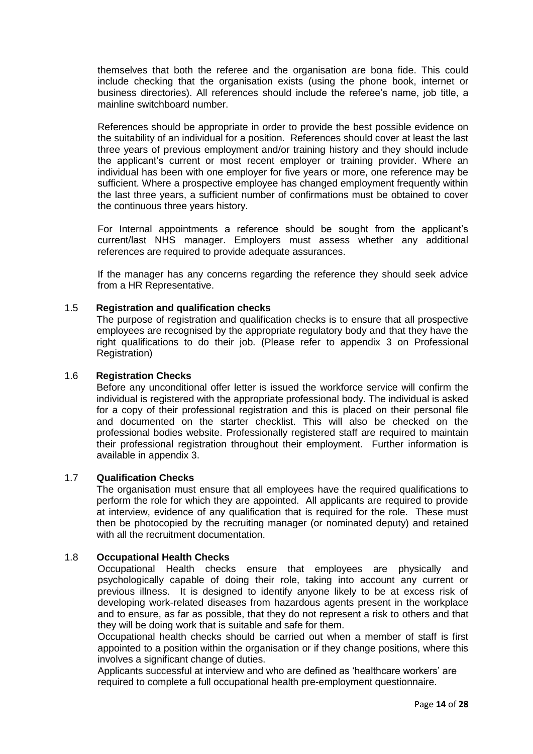themselves that both the referee and the organisation are bona fide. This could include checking that the organisation exists (using the phone book, internet or business directories). All references should include the referee's name, job title, a mainline switchboard number.

References should be appropriate in order to provide the best possible evidence on the suitability of an individual for a position. References should cover at least the last three years of previous employment and/or training history and they should include the applicant's current or most recent employer or training provider. Where an individual has been with one employer for five years or more, one reference may be sufficient. Where a prospective employee has changed employment frequently within the last three years, a sufficient number of confirmations must be obtained to cover the continuous three years history.

For Internal appointments a reference should be sought from the applicant's current/last NHS manager. Employers must assess whether any additional references are required to provide adequate assurances.

If the manager has any concerns regarding the reference they should seek advice from a HR Representative.

### 1.5 Registration and qualification checks

The purpose of registration and qualification checks is to ensure that all prospective employees are recognised by the appropriate regulatory body and that they have the right qualifications to do their job. (Please refer to appendix 3 on Professional Registration)

### 1.6 Registration Checks

Before any unconditional offer letter is issued the workforce service will confirm the individual is registered with the appropriate professional body. The individual is asked for a copy of their professional registration and this is placed on their personal file and documented on the starter checklist. This will also be checked on the professional bodies website. Professionally registered staff are required to maintain their professional registration throughout their employment. Further information is available in appendix 3.

### 1.7 Qualification Checks

The organisation must ensure that all employees have the required qualifications to perform the role for which they are appointed. All applicants are required to provide at interview, evidence of any qualification that is required for the role. These must then be photocopied by the recruiting manager (or nominated deputy) and retained with all the recruitment documentation.

### 1.8 Occupational Health Checks

Occupational Health checks ensure that employees are physically and psychologically capable of doing their role, taking into account any current or previous illness. It is designed to identify anyone likely to be at excess risk of developing work-related diseases from hazardous agents present in the workplace and to ensure, as far as possible, that they do not represent a risk to others and that they will be doing work that is suitable and safe for them.

Occupational health checks should be carried out when a member of staff is first appointed to a position within the organisation or if they change positions, where this involves a significant change of duties.

Applicants successful at interview and who are defined as 'healthcare workers' are required to complete a full occupational health pre-employment questionnaire.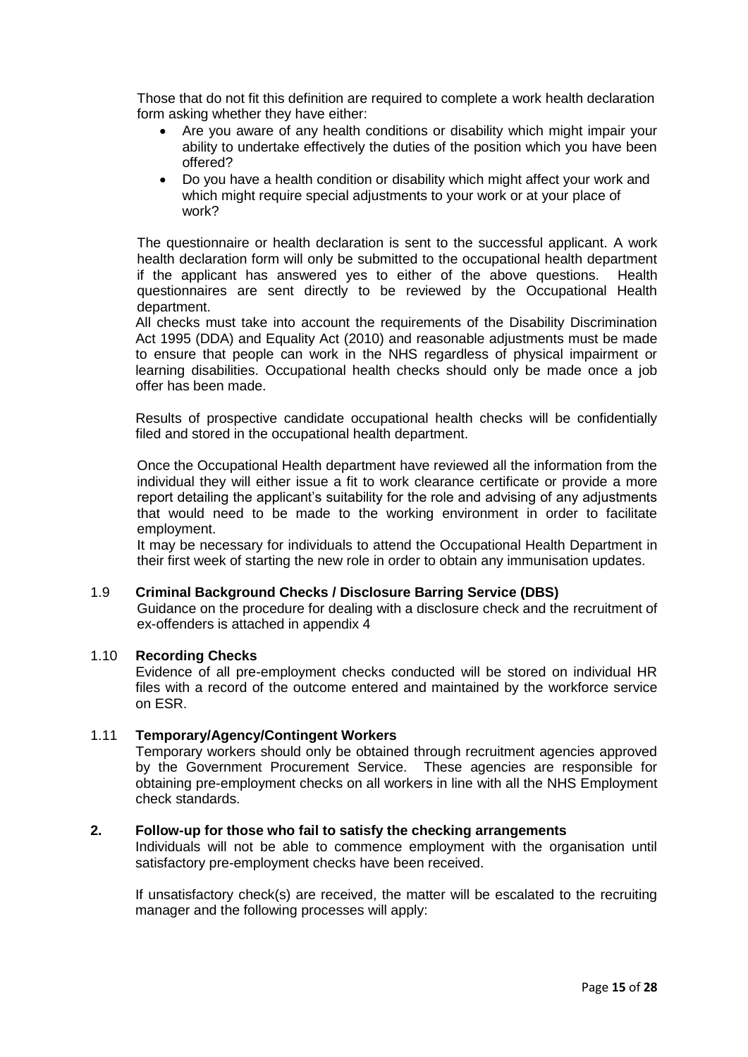Those that do not fit this definition are required to complete a work health declaration form asking whether they have either:

- Are you aware of any health conditions or disability which might impair your ability to undertake effectively the duties of the position which you have been offered?
- Do you have a health condition or disability which might affect your work and which might require special adjustments to your work or at your place of work?

The questionnaire or health declaration is sent to the successful applicant. A work health declaration form will only be submitted to the occupational health department if the applicant has answered yes to either of the above questions. Health questionnaires are sent directly to be reviewed by the Occupational Health department.

All checks must take into account the requirements of the Disability Discrimination Act 1995 (DDA) and Equality Act (2010) and reasonable adjustments must be made to ensure that people can work in the NHS regardless of physical impairment or learning disabilities. Occupational health checks should only be made once a job offer has been made.

Results of prospective candidate occupational health checks will be confidentially filed and stored in the occupational health department.

Once the Occupational Health department have reviewed all the information from the individual they will either issue a fit to work clearance certificate or provide a more report detailing the applicant's suitability for the role and advising of any adjustments that would need to be made to the working environment in order to facilitate employment.

It may be necessary for individuals to attend the Occupational Health Department in their first week of starting the new role in order to obtain any immunisation updates.

### 1.9 Criminal Background Checks / Disclosure Barring Service (DBS)

Guidance on the procedure for dealing with a disclosure check and the recruitment of ex-offenders is attached in appendix 4

### 1.10 Recording Checks

Evidence of all pre-employment checks conducted will be stored on individual HR files with a record of the outcome entered and maintained by the workforce service on ESR.

### 1.11 Temporary/Agency/Contingent Workers

Temporary workers should only be obtained through recruitment agencies approved by the Government Procurement Service. These agencies are responsible for obtaining pre-employment checks on all workers in line with all the NHS Employment check standards.

## 2. Follow-up for those who fail to satisfy the checking arrangements

Individuals will not be able to commence employment with the organisation until satisfactory pre-employment checks have been received.

If unsatisfactory check(s) are received, the matter will be escalated to the recruiting manager and the following processes will apply: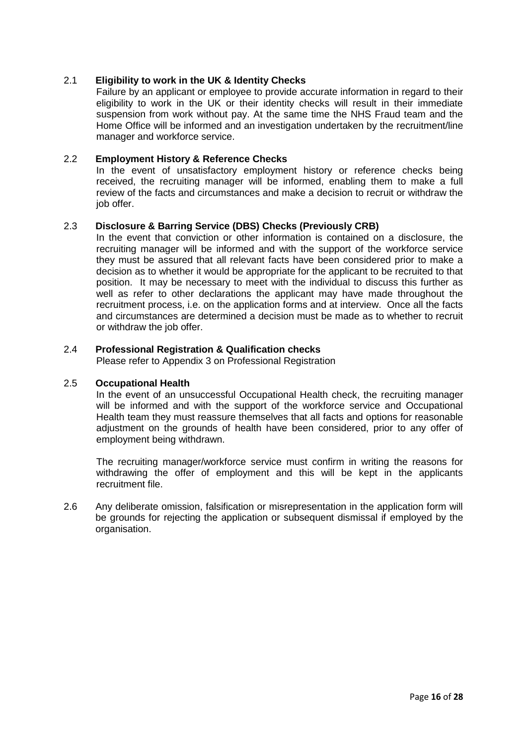2.1 **Eligibility to work in the UK & Identity Checks**

Failure by an applicant or employee to provide accurate information in regard to their eligibility to work in the UK or their identity checks will result in their immediate suspension from work without pay. At the same time the NHS Fraud team and the Home Office will be informed and an investigation undertaken by the recruitment/line manager and workforce service.

2.2 **Employment History & Reference Checks**

In the event of unsatisfactory employment history or reference checks being received, the recruiting manager will be informed, enabling them to make a full review of the facts and circumstances and make a decision to recruit or withdraw the job offer.

2.3 **Disclosure & Barring Service (DBS) Checks (Previously CRB)**

In the event that conviction or other information is contained on a disclosure, the recruiting manager will be informed and with the support of the workforce service they must be assured that all relevant facts have been considered prior to make a decision as to whether it would be appropriate for the applicant to be recruited to that position. It may be necessary to meet with the individual to discuss this further as well as refer to other declarations the applicant may have made throughout the recruitment process, i.e. on the application forms and at interview. Once all the facts and circumstances are determined a decision must be made as to whether to recruit or withdraw the job offer.

2.4 **Professional Registration & Qualification checks**

Please refer to Appendix 3 on Professional Registration

2.5 **Occupational Health**

In the event of an unsuccessful Occupational Health check, the recruiting manager will be informed and with the support of the workforce service and Occupational Health team they must reassure themselves that all facts and options for reasonable adjustment on the grounds of health have been considered, prior to any offer of employment being withdrawn.

The recruiting manager/workforce service must confirm in writing the reasons for withdrawing the offer of employment and this will be kept in the applicants recruitment file.

2.6 Any deliberate omission, falsification or misrepresentation in the application form will be grounds for rejecting the application or subsequent dismissal if employed by the organisation.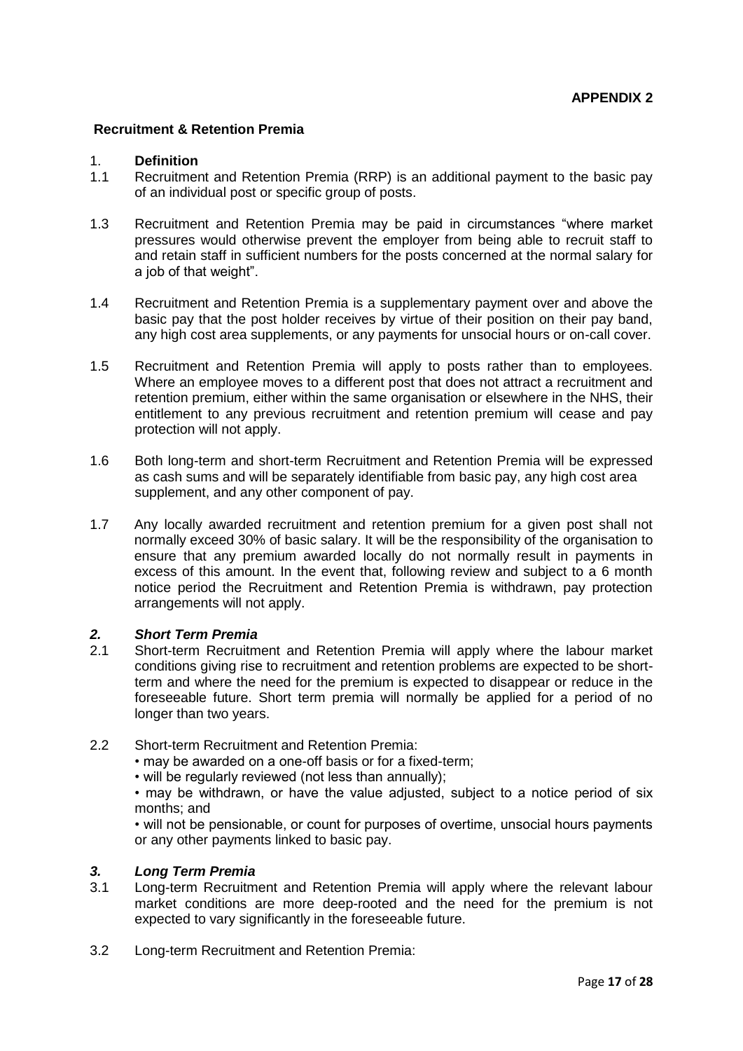**APPENDIX 2**

**Recruitment & Retention Premia**

1. **Definition**

1.1 Recruitment and Retention Premia (RRP) is an additional payment to the basic pay of an individual post or specific group of posts.

1.3 Recruitment and Retention Premia may be paid in circumstances "where market pressures would otherwise prevent the employer from being able to recruit staff to and retain staff in sufficient numbers for the posts concerned at the normal salary for a job of that weight".

1.4 Recruitment and Retention Premia is a supplementary payment over and above the basic pay that the post holder receives by virtue of their position on their pay band, any high cost area supplements, or any payments for unsocial hours or on-call cover.

1.5 Recruitment and Retention Premia will apply to posts rather than to employees. Where an employee moves to a different post that does not attract a recruitment and retention premium, either within the same organisation or elsewhere in the NHS, their entitlement to any previous recruitment and retention premium will cease and pay protection will not apply.

1.6 Both long-term and short-term Recruitment and Retention Premia will be expressed as cash sums and will be separately identifiable from basic pay, any high cost area supplement, and any other component of pay.

1.7 Any locally awarded recruitment and retention premium for a given post shall not normally exceed 30% of basic salary. It will be the responsibility of the organisation to ensure that any premium awarded locally do not normally result in payments in excess of this amount. In the event that, following review and subject to a 6 month notice period the Recruitment and Retention Premia is withdrawn, pay protection arrangements will not apply.

***2. Short Term Premia***

2.1 Short-term Recruitment and Retention Premia will apply where the labour market conditions giving rise to recruitment and retention problems are expected to be short-term and where the need for the premium is expected to disappear or reduce in the foreseeable future. Short term premia will normally be applied for a period of no longer than two years.

2.2 Short-term Recruitment and Retention Premia:

- may be awarded on a one-off basis or for a fixed-term;
- will be regularly reviewed (not less than annually);
- may be withdrawn, or have the value adjusted, subject to a notice period of six months; and
- will not be pensionable, or count for purposes of overtime, unsocial hours payments or any other payments linked to basic pay.

***3. Long Term Premia***

3.1 Long-term Recruitment and Retention Premia will apply where the relevant labour market conditions are more deep-rooted and the need for the premium is not expected to vary significantly in the foreseeable future.

3.2 Long-term Recruitment and Retention Premia: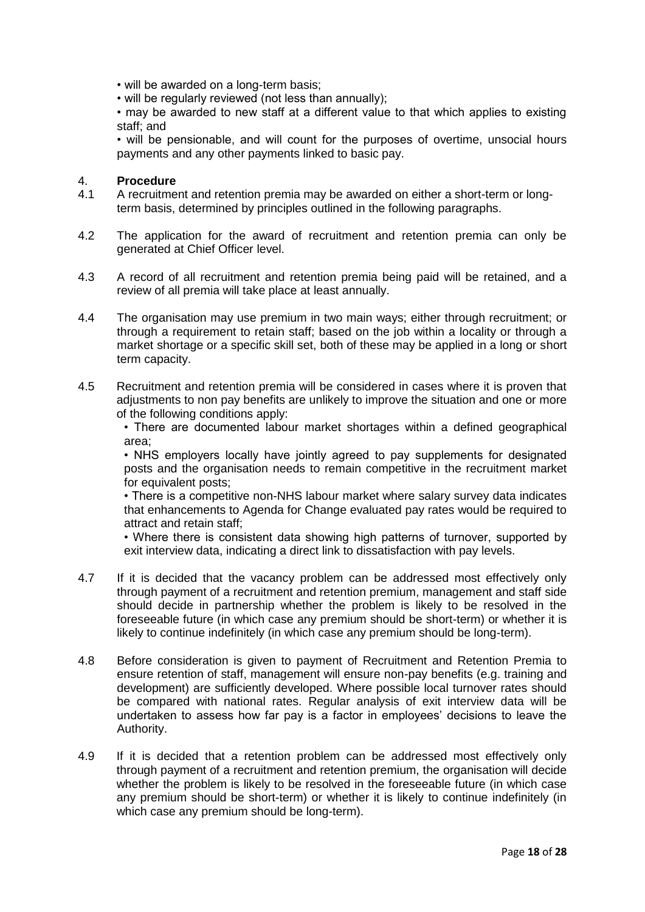- will be awarded on a long-term basis;
- will be regularly reviewed (not less than annually);
- may be awarded to new staff at a different value to that which applies to existing staff; and
- will be pensionable, and will count for the purposes of overtime, unsocial hours payments and any other payments linked to basic pay.

## 4. Procedure

4.1 A recruitment and retention premia may be awarded on either a short-term or long-term basis, determined by principles outlined in the following paragraphs.

4.2 The application for the award of recruitment and retention premia can only be generated at Chief Officer level.

4.3 A record of all recruitment and retention premia being paid will be retained, and a review of all premia will take place at least annually.

4.4 The organisation may use premium in two main ways; either through recruitment; or through a requirement to retain staff; based on the job within a locality or through a market shortage or a specific skill set, both of these may be applied in a long or short term capacity.

4.5 Recruitment and retention premia will be considered in cases where it is proven that adjustments to non pay benefits are unlikely to improve the situation and one or more of the following conditions apply:

- There are documented labour market shortages within a defined geographical area;
- NHS employers locally have jointly agreed to pay supplements for designated posts and the organisation needs to remain competitive in the recruitment market for equivalent posts;
- There is a competitive non-NHS labour market where salary survey data indicates that enhancements to Agenda for Change evaluated pay rates would be required to attract and retain staff;
- Where there is consistent data showing high patterns of turnover, supported by exit interview data, indicating a direct link to dissatisfaction with pay levels.

4.7 If it is decided that the vacancy problem can be addressed most effectively only through payment of a recruitment and retention premium, management and staff side should decide in partnership whether the problem is likely to be resolved in the foreseeable future (in which case any premium should be short-term) or whether it is likely to continue indefinitely (in which case any premium should be long-term).

4.8 Before consideration is given to payment of Recruitment and Retention Premia to ensure retention of staff, management will ensure non-pay benefits (e.g. training and development) are sufficiently developed. Where possible local turnover rates should be compared with national rates. Regular analysis of exit interview data will be undertaken to assess how far pay is a factor in employees' decisions to leave the Authority.

4.9 If it is decided that a retention problem can be addressed most effectively only through payment of a recruitment and retention premium, the organisation will decide whether the problem is likely to be resolved in the foreseeable future (in which case any premium should be short-term) or whether it is likely to continue indefinitely (in which case any premium should be long-term).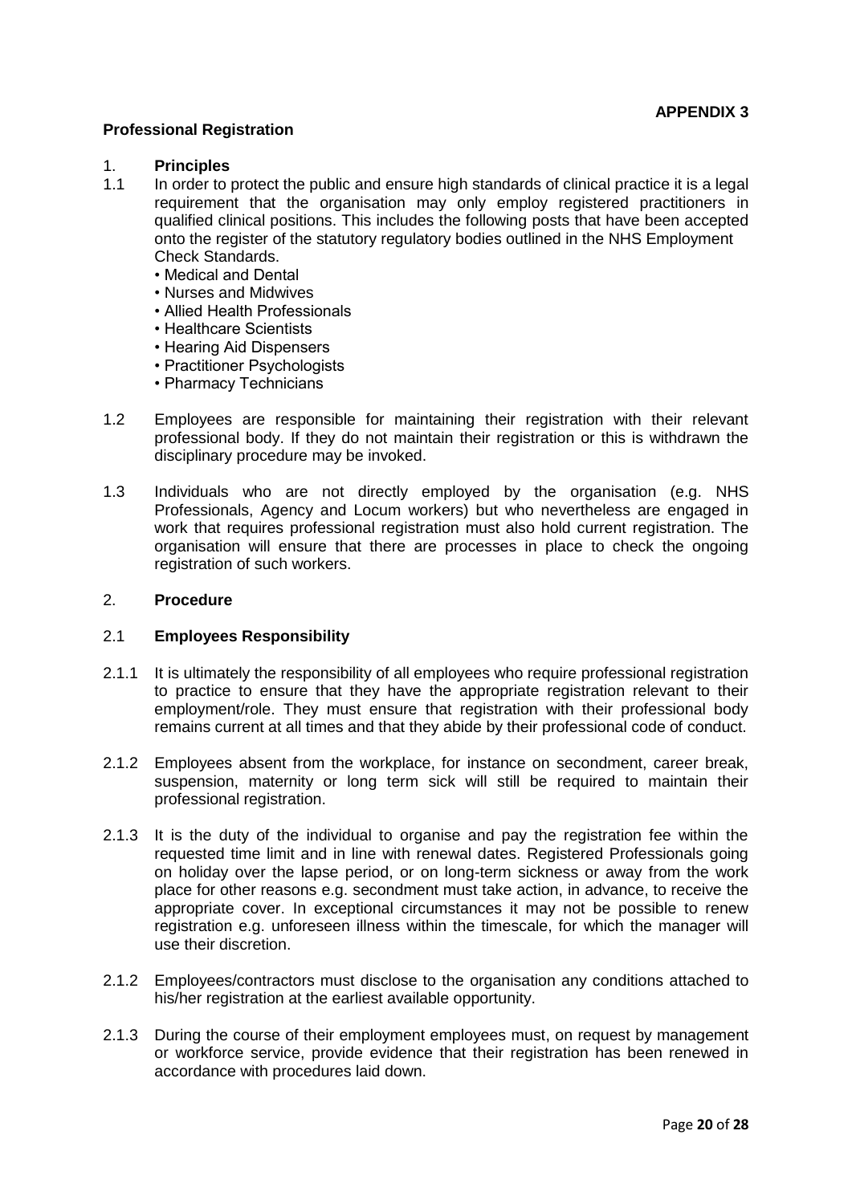**APPENDIX 3**

## Professional Registration

### 1. Principles

1.1 In order to protect the public and ensure high standards of clinical practice it is a legal requirement that the organisation may only employ registered practitioners in qualified clinical positions. This includes the following posts that have been accepted onto the register of the statutory regulatory bodies outlined in the NHS Employment Check Standards.

- Medical and Dental
- Nurses and Midwives
- Allied Health Professionals
- Healthcare Scientists
- Hearing Aid Dispensers
- Practitioner Psychologists
- Pharmacy Technicians

1.2 Employees are responsible for maintaining their registration with their relevant professional body. If they do not maintain their registration or this is withdrawn the disciplinary procedure may be invoked.

1.3 Individuals who are not directly employed by the organisation (e.g. NHS Professionals, Agency and Locum workers) but who nevertheless are engaged in work that requires professional registration must also hold current registration. The organisation will ensure that there are processes in place to check the ongoing registration of such workers.

### 2. Procedure

#### 2.1 Employees Responsibility

2.1.1 It is ultimately the responsibility of all employees who require professional registration to practice to ensure that they have the appropriate registration relevant to their employment/role. They must ensure that registration with their professional body remains current at all times and that they abide by their professional code of conduct.

2.1.2 Employees absent from the workplace, for instance on secondment, career break, suspension, maternity or long term sick will still be required to maintain their professional registration.

2.1.3 It is the duty of the individual to organise and pay the registration fee within the requested time limit and in line with renewal dates. Registered Professionals going on holiday over the lapse period, or on long-term sickness or away from the work place for other reasons e.g. secondment must take action, in advance, to receive the appropriate cover. In exceptional circumstances it may not be possible to renew registration e.g. unforeseen illness within the timescale, for which the manager will use their discretion.

2.1.2 Employees/contractors must disclose to the organisation any conditions attached to his/her registration at the earliest available opportunity.

2.1.3 During the course of their employment employees must, on request by management or workforce service, provide evidence that their registration has been renewed in accordance with procedures laid down.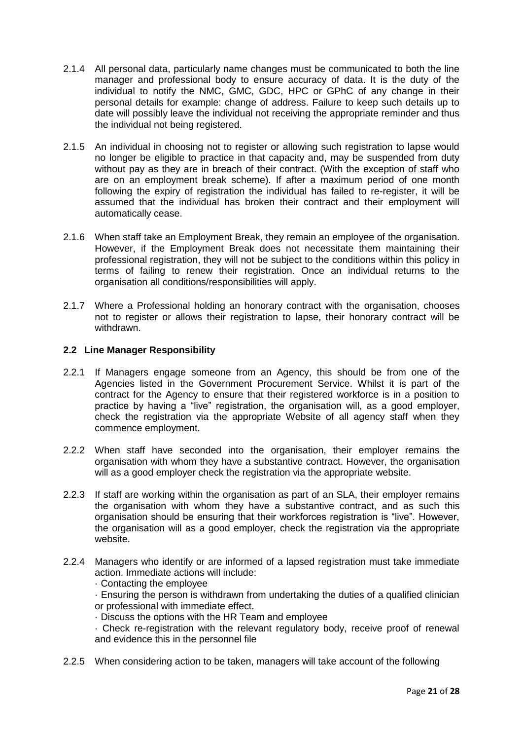2.1.4 All personal data, particularly name changes must be communicated to both the line manager and professional body to ensure accuracy of data. It is the duty of the individual to notify the NMC, GMC, GDC, HPC or GPhC of any change in their personal details for example: change of address. Failure to keep such details up to date will possibly leave the individual not receiving the appropriate reminder and thus the individual not being registered.

2.1.5 An individual in choosing not to register or allowing such registration to lapse would no longer be eligible to practice in that capacity and, may be suspended from duty without pay as they are in breach of their contract. (With the exception of staff who are on an employment break scheme). If after a maximum period of one month following the expiry of registration the individual has failed to re-register, it will be assumed that the individual has broken their contract and their employment will automatically cease.

2.1.6 When staff take an Employment Break, they remain an employee of the organisation. However, if the Employment Break does not necessitate them maintaining their professional registration, they will not be subject to the conditions within this policy in terms of failing to renew their registration. Once an individual returns to the organisation all conditions/responsibilities will apply.

2.1.7 Where a Professional holding an honorary contract with the organisation, chooses not to register or allows their registration to lapse, their honorary contract will be withdrawn.

### 2.2 Line Manager Responsibility

2.2.1 If Managers engage someone from an Agency, this should be from one of the Agencies listed in the Government Procurement Service. Whilst it is part of the contract for the Agency to ensure that their registered workforce is in a position to practice by having a "live" registration, the organisation will, as a good employer, check the registration via the appropriate Website of all agency staff when they commence employment.

2.2.2 When staff have seconded into the organisation, their employer remains the organisation with whom they have a substantive contract. However, the organisation will as a good employer check the registration via the appropriate website.

2.2.3 If staff are working within the organisation as part of an SLA, their employer remains the organisation with whom they have a substantive contract, and as such this organisation should be ensuring that their workforces registration is "live". However, the organisation will as a good employer, check the registration via the appropriate website.

2.2.4 Managers who identify or are informed of a lapsed registration must take immediate action. Immediate actions will include:

- Contacting the employee
- Ensuring the person is withdrawn from undertaking the duties of a qualified clinician or professional with immediate effect.
- Discuss the options with the HR Team and employee
- Check re-registration with the relevant regulatory body, receive proof of renewal and evidence this in the personnel file

2.2.5 When considering action to be taken, managers will take account of the following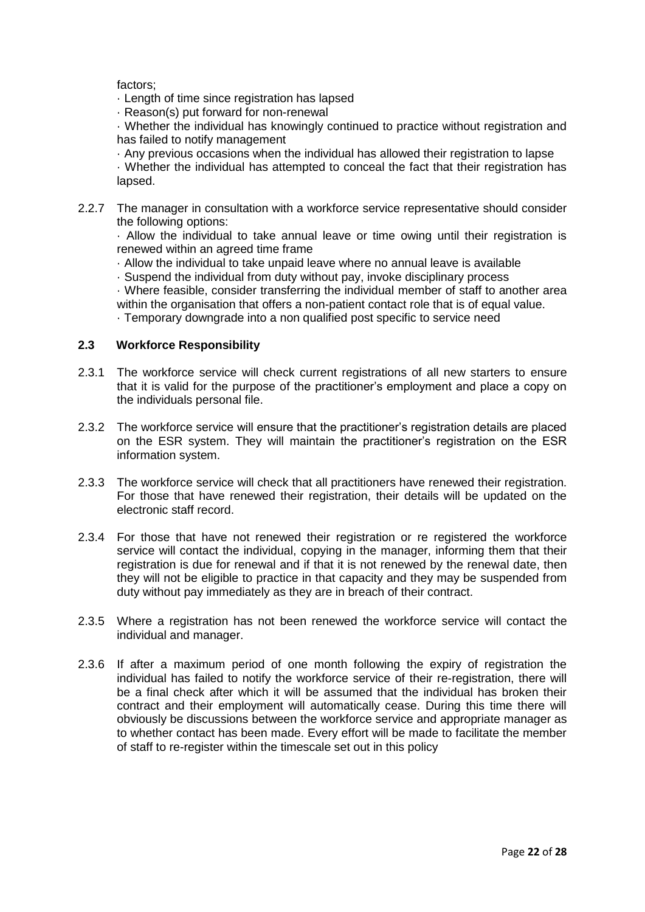factors;

- Length of time since registration has lapsed
- Reason(s) put forward for non-renewal
- Whether the individual has knowingly continued to practice without registration and has failed to notify management
- Any previous occasions when the individual has allowed their registration to lapse
- Whether the individual has attempted to conceal the fact that their registration has lapsed.

2.2.7 The manager in consultation with a workforce service representative should consider the following options:

- Allow the individual to take annual leave or time owing until their registration is renewed within an agreed time frame
- Allow the individual to take unpaid leave where no annual leave is available
- Suspend the individual from duty without pay, invoke disciplinary process
- Where feasible, consider transferring the individual member of staff to another area within the organisation that offers a non-patient contact role that is of equal value.
- Temporary downgrade into a non qualified post specific to service need

### 2.3 Workforce Responsibility

2.3.1 The workforce service will check current registrations of all new starters to ensure that it is valid for the purpose of the practitioner's employment and place a copy on the individuals personal file.

2.3.2 The workforce service will ensure that the practitioner's registration details are placed on the ESR system. They will maintain the practitioner's registration on the ESR information system.

2.3.3 The workforce service will check that all practitioners have renewed their registration. For those that have renewed their registration, their details will be updated on the electronic staff record.

2.3.4 For those that have not renewed their registration or re registered the workforce service will contact the individual, copying in the manager, informing them that their registration is due for renewal and if that it is not renewed by the renewal date, then they will not be eligible to practice in that capacity and they may be suspended from duty without pay immediately as they are in breach of their contract.

2.3.5 Where a registration has not been renewed the workforce service will contact the individual and manager.

2.3.6 If after a maximum period of one month following the expiry of registration the individual has failed to notify the workforce service of their re-registration, there will be a final check after which it will be assumed that the individual has broken their contract and their employment will automatically cease. During this time there will obviously be discussions between the workforce service and appropriate manager as to whether contact has been made. Every effort will be made to facilitate the member of staff to re-register within the timescale set out in this policy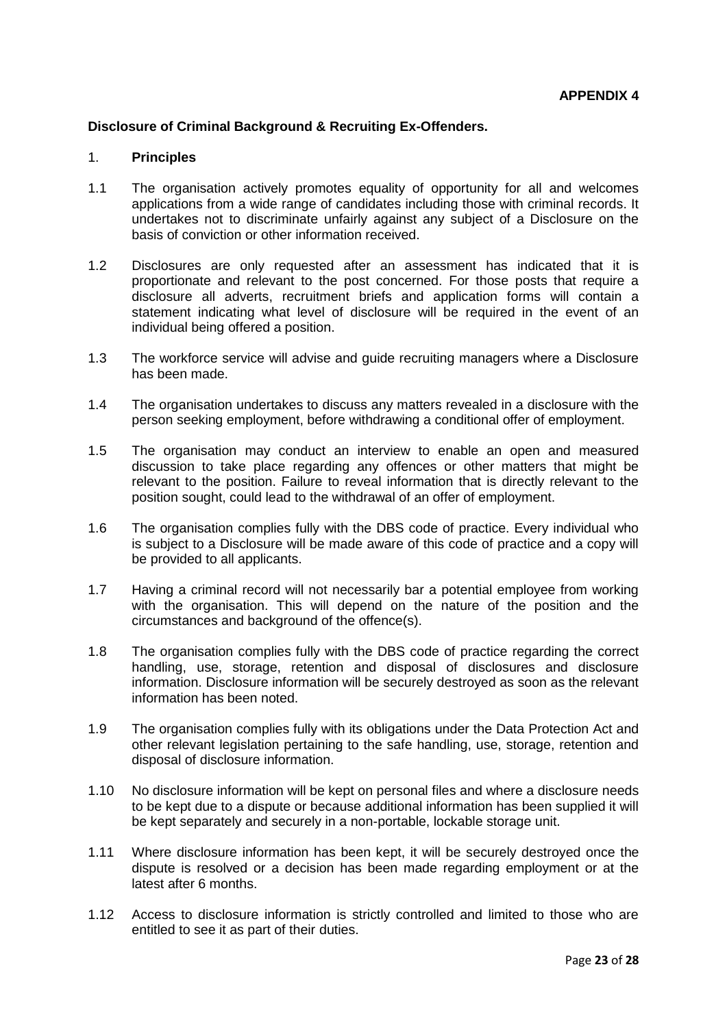**APPENDIX 4**

**Disclosure of Criminal Background & Recruiting Ex-Offenders.**

1. **Principles**

1.1 The organisation actively promotes equality of opportunity for all and welcomes applications from a wide range of candidates including those with criminal records. It undertakes not to discriminate unfairly against any subject of a Disclosure on the basis of conviction or other information received.

1.2 Disclosures are only requested after an assessment has indicated that it is proportionate and relevant to the post concerned. For those posts that require a disclosure all adverts, recruitment briefs and application forms will contain a statement indicating what level of disclosure will be required in the event of an individual being offered a position.

1.3 The workforce service will advise and guide recruiting managers where a Disclosure has been made.

1.4 The organisation undertakes to discuss any matters revealed in a disclosure with the person seeking employment, before withdrawing a conditional offer of employment.

1.5 The organisation may conduct an interview to enable an open and measured discussion to take place regarding any offences or other matters that might be relevant to the position. Failure to reveal information that is directly relevant to the position sought, could lead to the withdrawal of an offer of employment.

1.6 The organisation complies fully with the DBS code of practice. Every individual who is subject to a Disclosure will be made aware of this code of practice and a copy will be provided to all applicants.

1.7 Having a criminal record will not necessarily bar a potential employee from working with the organisation. This will depend on the nature of the position and the circumstances and background of the offence(s).

1.8 The organisation complies fully with the DBS code of practice regarding the correct handling, use, storage, retention and disposal of disclosures and disclosure information. Disclosure information will be securely destroyed as soon as the relevant information has been noted.

1.9 The organisation complies fully with its obligations under the Data Protection Act and other relevant legislation pertaining to the safe handling, use, storage, retention and disposal of disclosure information.

1.10 No disclosure information will be kept on personal files and where a disclosure needs to be kept due to a dispute or because additional information has been supplied it will be kept separately and securely in a non-portable, lockable storage unit.

1.11 Where disclosure information has been kept, it will be securely destroyed once the dispute is resolved or a decision has been made regarding employment or at the latest after 6 months.

1.12 Access to disclosure information is strictly controlled and limited to those who are entitled to see it as part of their duties.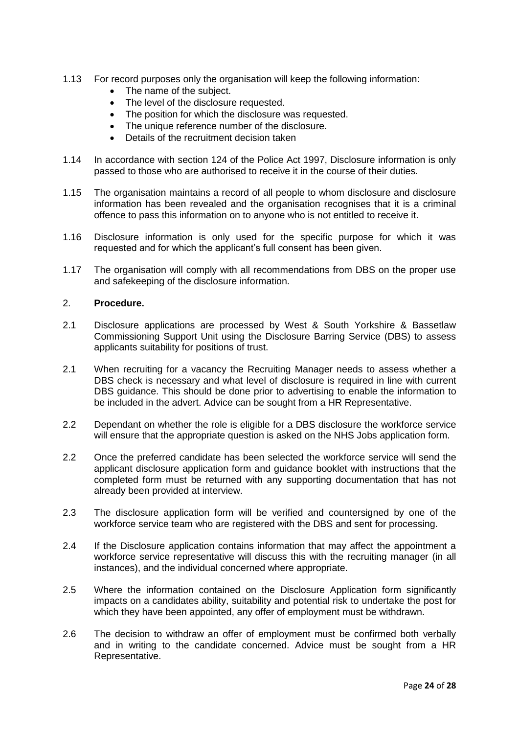1.13 For record purposes only the organisation will keep the following information:

- The name of the subject.
- The level of the disclosure requested.
- The position for which the disclosure was requested.
- The unique reference number of the disclosure.
- Details of the recruitment decision taken

1.14 In accordance with section 124 of the Police Act 1997, Disclosure information is only passed to those who are authorised to receive it in the course of their duties.

1.15 The organisation maintains a record of all people to whom disclosure and disclosure information has been revealed and the organisation recognises that it is a criminal offence to pass this information on to anyone who is not entitled to receive it.

1.16 Disclosure information is only used for the specific purpose for which it was requested and for which the applicant's full consent has been given.

1.17 The organisation will comply with all recommendations from DBS on the proper use and safekeeping of the disclosure information.

## 2. **Procedure.**

2.1 Disclosure applications are processed by West & South Yorkshire & Bassetlaw Commissioning Support Unit using the Disclosure Barring Service (DBS) to assess applicants suitability for positions of trust.

2.1 When recruiting for a vacancy the Recruiting Manager needs to assess whether a DBS check is necessary and what level of disclosure is required in line with current DBS guidance. This should be done prior to advertising to enable the information to be included in the advert. Advice can be sought from a HR Representative.

2.2 Dependant on whether the role is eligible for a DBS disclosure the workforce service will ensure that the appropriate question is asked on the NHS Jobs application form.

2.2 Once the preferred candidate has been selected the workforce service will send the applicant disclosure application form and guidance booklet with instructions that the completed form must be returned with any supporting documentation that has not already been provided at interview.

2.3 The disclosure application form will be verified and countersigned by one of the workforce service team who are registered with the DBS and sent for processing.

2.4 If the Disclosure application contains information that may affect the appointment a workforce service representative will discuss this with the recruiting manager (in all instances), and the individual concerned where appropriate.

2.5 Where the information contained on the Disclosure Application form significantly impacts on a candidates ability, suitability and potential risk to undertake the post for which they have been appointed, any offer of employment must be withdrawn.

2.6 The decision to withdraw an offer of employment must be confirmed both verbally and in writing to the candidate concerned. Advice must be sought from a HR Representative.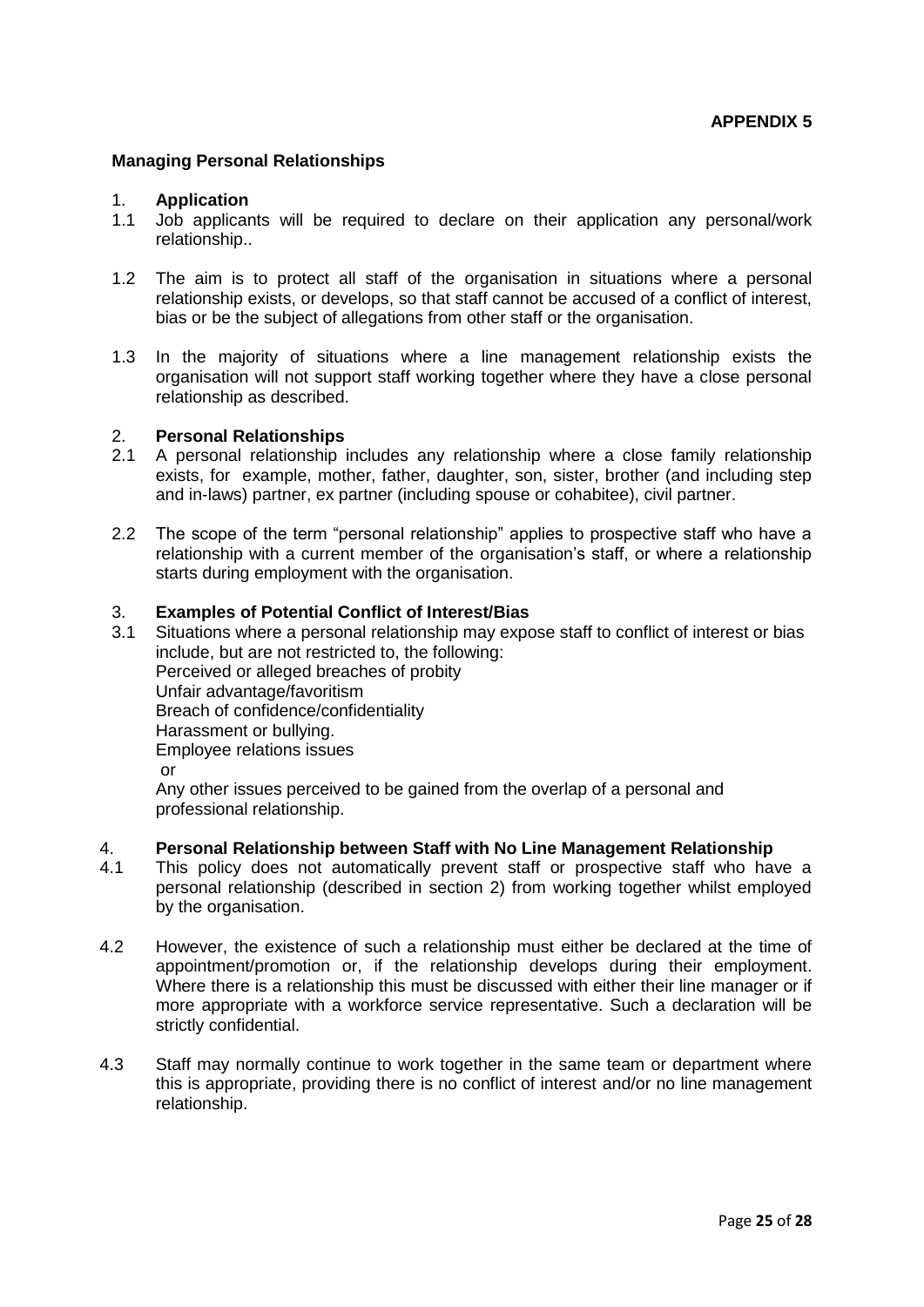**APPENDIX 5**

## Managing Personal Relationships

### 1. Application

1.1 Job applicants will be required to declare on their application any personal/work relationship..

1.2 The aim is to protect all staff of the organisation in situations where a personal relationship exists, or develops, so that staff cannot be accused of a conflict of interest, bias or be the subject of allegations from other staff or the organisation.

1.3 In the majority of situations where a line management relationship exists the organisation will not support staff working together where they have a close personal relationship as described.

### 2. Personal Relationships

2.1 A personal relationship includes any relationship where a close family relationship exists, for example, mother, father, daughter, son, sister, brother (and including step and in-laws) partner, ex partner (including spouse or cohabitee), civil partner.

2.2 The scope of the term "personal relationship" applies to prospective staff who have a relationship with a current member of the organisation's staff, or where a relationship starts during employment with the organisation.

### 3. Examples of Potential Conflict of Interest/Bias

3.1 Situations where a personal relationship may expose staff to conflict of interest or bias include, but are not restricted to, the following:

Perceived or alleged breaches of probity
Unfair advantage/favoritism
Breach of confidence/confidentiality
Harassment or bullying.
Employee relations issues
or
Any other issues perceived to be gained from the overlap of a personal and professional relationship.

### 4. Personal Relationship between Staff with No Line Management Relationship

4.1 This policy does not automatically prevent staff or prospective staff who have a personal relationship (described in section 2) from working together whilst employed by the organisation.

4.2 However, the existence of such a relationship must either be declared at the time of appointment/promotion or, if the relationship develops during their employment. Where there is a relationship this must be discussed with either their line manager or if more appropriate with a workforce service representative. Such a declaration will be strictly confidential.

4.3 Staff may normally continue to work together in the same team or department where this is appropriate, providing there is no conflict of interest and/or no line management relationship.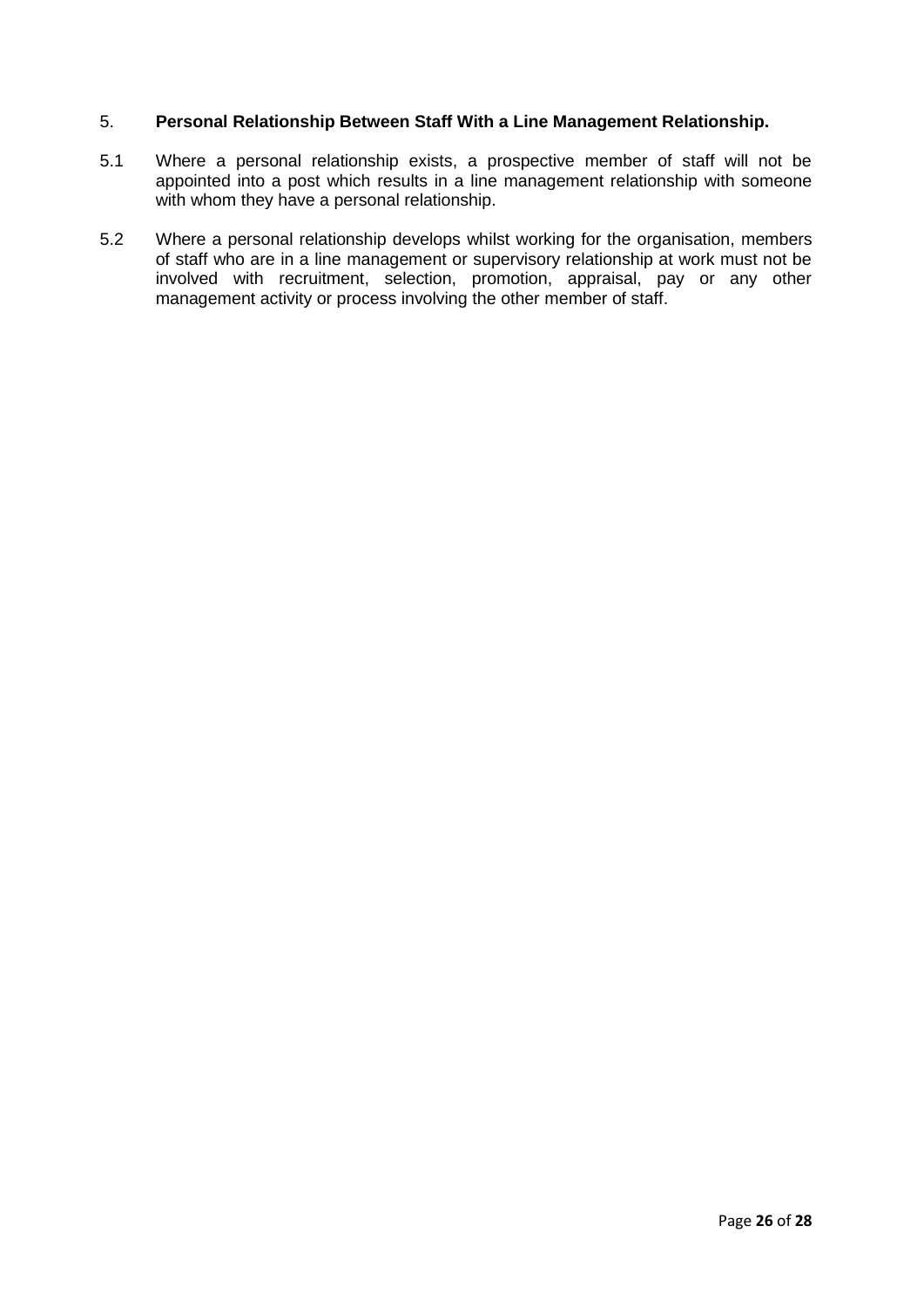## 5. **Personal Relationship Between Staff With a Line Management Relationship.**

5.1 Where a personal relationship exists, a prospective member of staff will not be appointed into a post which results in a line management relationship with someone with whom they have a personal relationship.

5.2 Where a personal relationship develops whilst working for the organisation, members of staff who are in a line management or supervisory relationship at work must not be involved with recruitment, selection, promotion, appraisal, pay or any other management activity or process involving the other member of staff.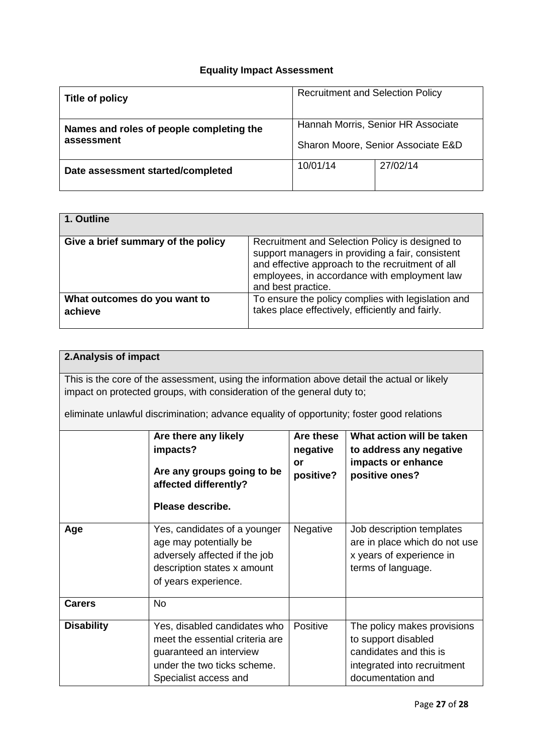### Equality Impact Assessment

| | | |
|---|---|---|
| **Title of policy** | Recruitment and Selection Policy | |
| **Names and roles of people completing the assessment** | Hannah Morris, Senior HR Associate<br>Sharon Moore, Senior Associate E&D | |
| **Date assessment started/completed** | 10/01/14 | 27/02/14 |

| **1. Outline** | |
|---|---|
| **Give a brief summary of the policy** | Recruitment and Selection Policy is designed to support managers in providing a fair, consistent and effective approach to the recruitment of all employees, in accordance with employment law and best practice. |
| **What outcomes do you want to achieve** | To ensure the policy complies with legislation and takes place effectively, efficiently and fairly. |

**2.Analysis of impact**

This is the core of the assessment, using the information above detail the actual or likely impact on protected groups, with consideration of the general duty to;

eliminate unlawful discrimination; advance equality of opportunity; foster good relations

| | **Are there any likely impacts?**<br>**Are any groups going to be affected differently?**<br>**Please describe.** | **Are these negative or positive?** | **What action will be taken to address any negative impacts or enhance positive ones?** |
|---|---|---|---|
| **Age** | Yes, candidates of a younger age may potentially be adversely affected if the job description states x amount of years experience. | Negative | Job description templates are in place which do not use x years of experience in terms of language. |
| **Carers** | No | | |
| **Disability** | Yes, disabled candidates who meet the essential criteria are guaranteed an interview under the two ticks scheme. Specialist access and | Positive | The policy makes provisions to support disabled candidates and this is integrated into recruitment documentation and |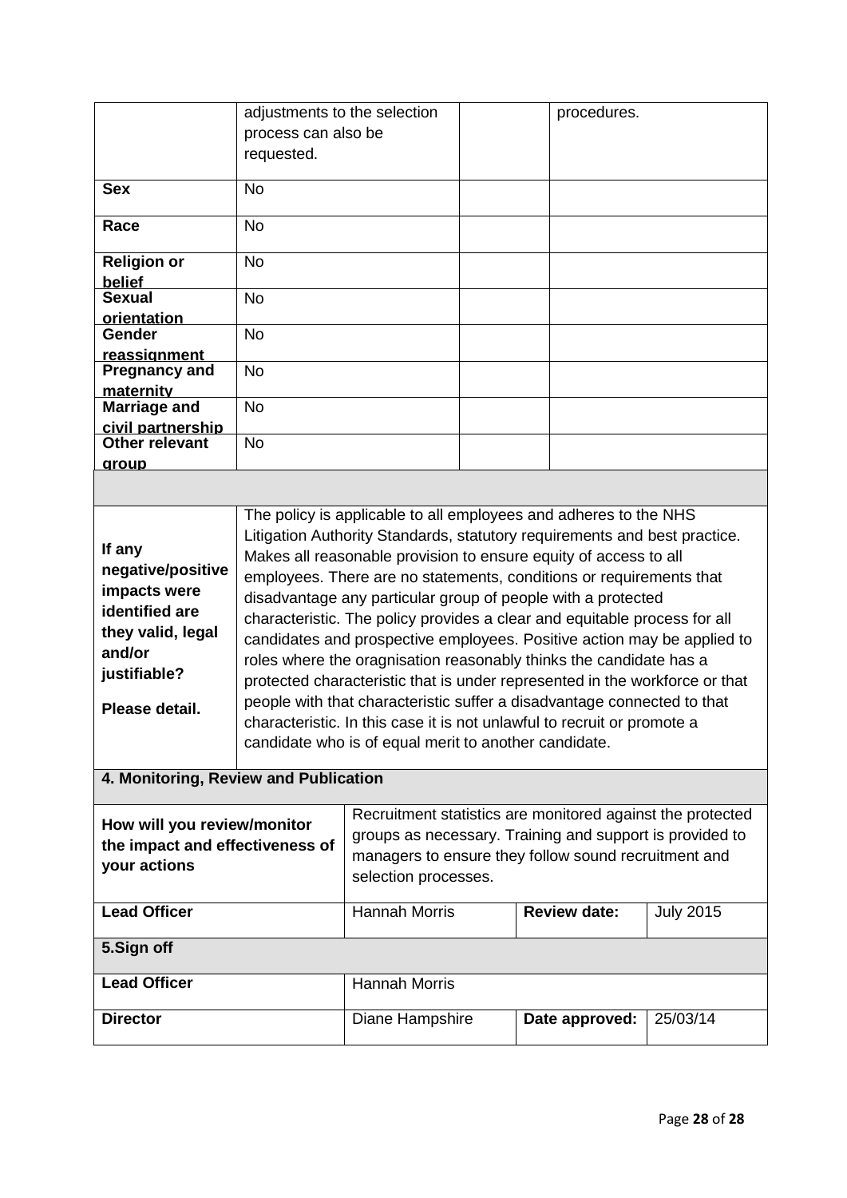| | | | |
|---|---|---|---|
| | adjustments to the selection process can also be requested. | | procedures. |
| **Sex** | No | | |
| **Race** | No | | |
| **Religion or belief** | No | | |
| **Sexual orientation** | No | | |
| **Gender reassignment** | No | | |
| **Pregnancy and maternity** | No | | |
| **Marriage and civil partnership** | No | | |
| **Other relevant group** | No | | |

| | |
|---|---|
| **If any negative/positive impacts were identified are they valid, legal and/or justifiable?**<br><br>**Please detail.** | The policy is applicable to all employees and adheres to the NHS Litigation Authority Standards, statutory requirements and best practice. Makes all reasonable provision to ensure equity of access to all employees. There are no statements, conditions or requirements that disadvantage any particular group of people with a protected characteristic. The policy provides a clear and equitable process for all candidates and prospective employees. Positive action may be applied to roles where the oragnisation reasonably thinks the candidate has a protected characteristic that is under represented in the workforce or that people with that characteristic suffer a disadvantage connected to that characteristic. In this case it is not unlawful to recruit or promote a candidate who is of equal merit to another candidate. |

**4. Monitoring, Review and Publication**

| | | | |
|---|---|---|---|
| **How will you review/monitor the impact and effectiveness of your actions** | Recruitment statistics are monitored against the protected groups as necessary. Training and support is provided to managers to ensure they follow sound recruitment and selection processes. | | |
| **Lead Officer** | Hannah Morris | **Review date:** | July 2015 |

**5.Sign off**

| | | | |
|---|---|---|---|
| **Lead Officer** | Hannah Morris | | |
| **Director** | Diane Hampshire | **Date approved:** | 25/03/14 |